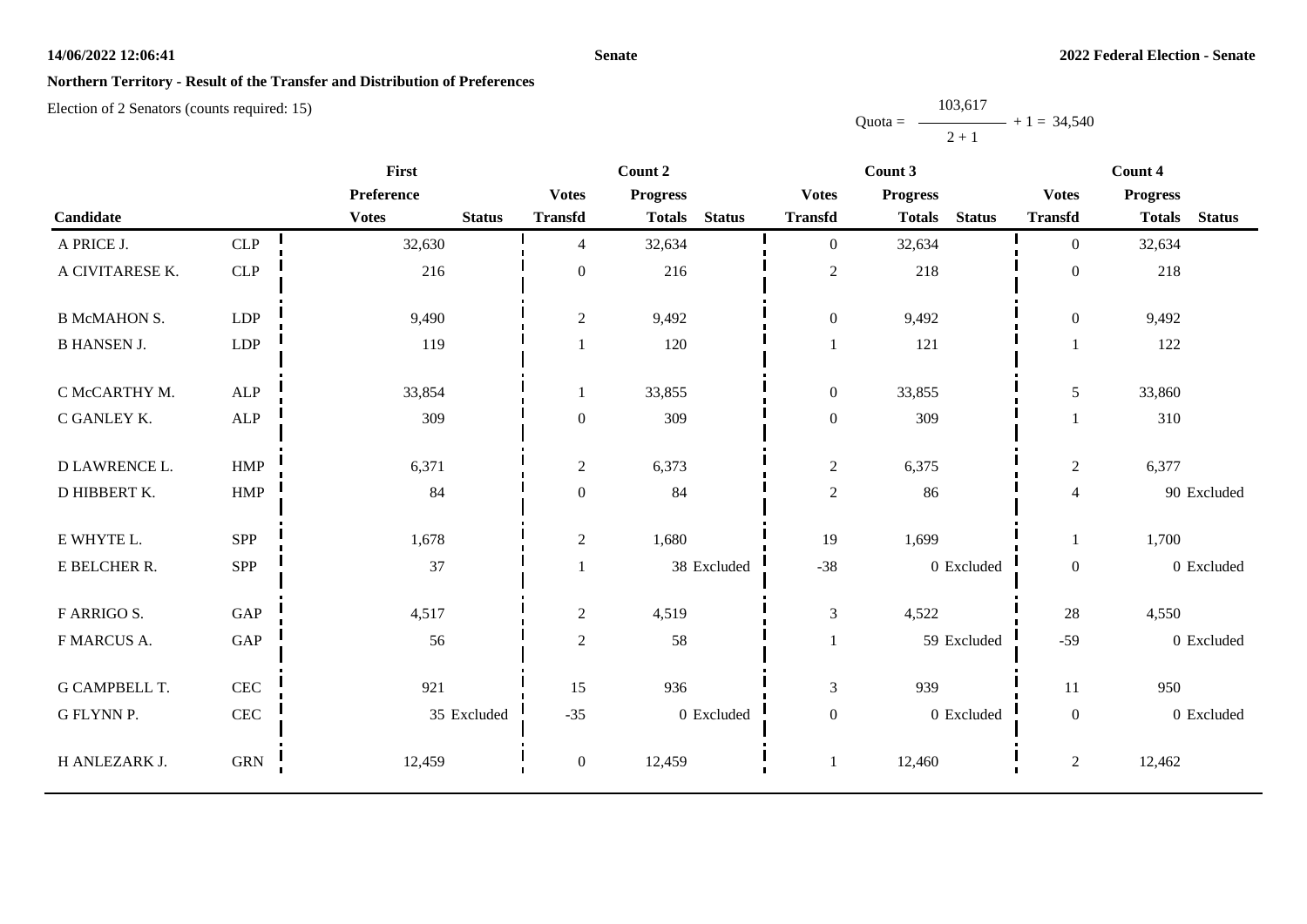14/06/2022 12:06:41

**Senate**

**2022 Federal Election - Senate**

## Northern Territory - Result of the Transfer and Distribution of Preferences

Election of 2 Senators (counts required: 15)

$$\text{Quota} = \frac{103{,}617}{2 + 1} + 1 = 34{,}540$$

| Candidate | | First | | Count 2 | | | Count 3 | | | Count 4 | | |
|---|---|---|---|---|---|---|---|---|---|---|---|---|
| | | Preference | | Votes | Progress | | Votes | Progress | | Votes | Progress | |
| | | Votes | Status | Transfd | Totals | Status | Transfd | Totals | Status | Transfd | Totals | Status |
| A PRICE J. | CLP | 32,630 | | 4 | 32,634 | | 0 | 32,634 | | 0 | 32,634 | |
| A CIVITARESE K. | CLP | 216 | | 0 | 216 | | 2 | 218 | | 0 | 218 | |
| B McMAHON S. | LDP | 9,490 | | 2 | 9,492 | | 0 | 9,492 | | 0 | 9,492 | |
| B HANSEN J. | LDP | 119 | | 1 | 120 | | 1 | 121 | | 1 | 122 | |
| C McCARTHY M. | ALP | 33,854 | | 1 | 33,855 | | 0 | 33,855 | | 5 | 33,860 | |
| C GANLEY K. | ALP | 309 | | 0 | 309 | | 0 | 309 | | 1 | 310 | |
| D LAWRENCE L. | HMP | 6,371 | | 2 | 6,373 | | 2 | 6,375 | | 2 | 6,377 | |
| D HIBBERT K. | HMP | 84 | | 0 | 84 | | 2 | 86 | | 4 | 90 | Excluded |
| E WHYTE L. | SPP | 1,678 | | 2 | 1,680 | | 19 | 1,699 | | 1 | 1,700 | |
| E BELCHER R. | SPP | 37 | | 1 | 38 | Excluded | -38 | 0 | Excluded | 0 | 0 | Excluded |
| F ARRIGO S. | GAP | 4,517 | | 2 | 4,519 | | 3 | 4,522 | | 28 | 4,550 | |
| F MARCUS A. | GAP | 56 | | 2 | 58 | | 1 | 59 | Excluded | -59 | 0 | Excluded |
| G CAMPBELL T. | CEC | 921 | | 15 | 936 | | 3 | 939 | | 11 | 950 | |
| G FLYNN P. | CEC | 35 | Excluded | -35 | 0 | Excluded | 0 | 0 | Excluded | 0 | 0 | Excluded |
| H ANLEZARK J. | GRN | 12,459 | | 0 | 12,459 | | 1 | 12,460 | | 2 | 12,462 | |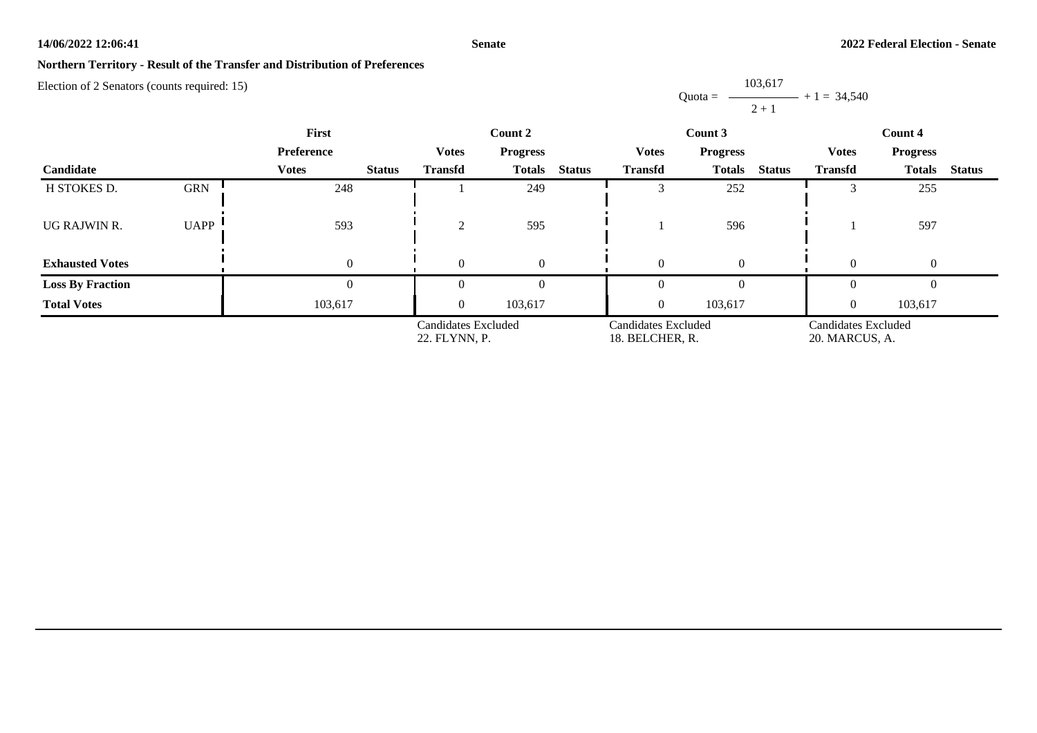## Northern Territory - Result of the Transfer and Distribution of Preferences

Election of 2 Senators (counts required: 15)

$$\text{Quota} = \frac{103{,}617}{2 + 1} + 1 = 34{,}540$$

| Candidate | | First Preference | | Count 2 | | | Count 3 | | | Count 4 | | |
|---|---|---|---|---|---|---|---|---|---|---|---|---|
| | | Votes | Status | Votes Transfd | Progress Totals | Status | Votes Transfd | Progress Totals | Status | Votes Transfd | Progress Totals | Status |
| H STOKES D. | GRN | 248 | | 1 | 249 | | 3 | 252 | | 3 | 255 | |
| UG RAJWIN R. | UAPP | 593 | | 2 | 595 | | 1 | 596 | | 1 | 597 | |
| **Exhausted Votes** | | 0 | | 0 | 0 | | 0 | 0 | | 0 | 0 | |
| **Loss By Fraction** | | 0 | | 0 | 0 | | 0 | 0 | | 0 | 0 | |
| **Total Votes** | | 103,617 | | 0 | 103,617 | | 0 | 103,617 | | 0 | 103,617 | |
| | | | | Candidates Excluded 22. FLYNN, P. | | | Candidates Excluded 18. BELCHER, R. | | | Candidates Excluded 20. MARCUS, A. | | |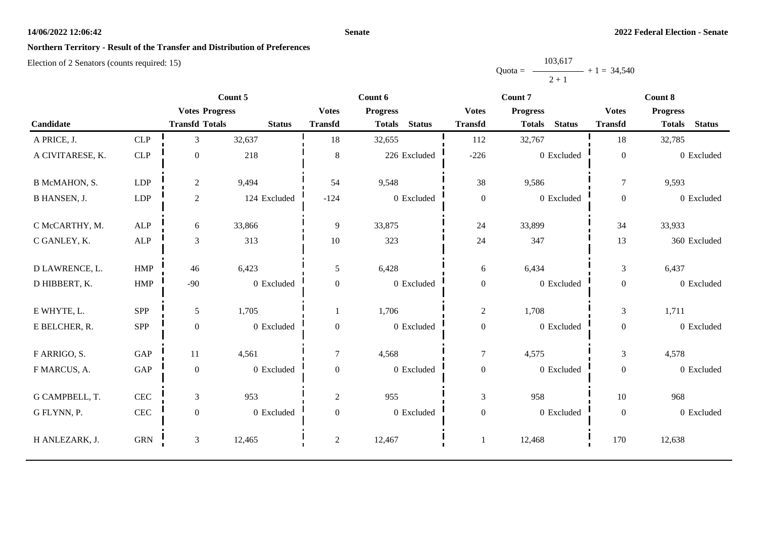**Northern Territory - Result of the Transfer and Distribution of Preferences**

Election of 2 Senators (counts required: 15)

$$\text{Quota} = \frac{103,617}{2 + 1} + 1 = 34,540$$

| Candidate | | Count 5 | | | Count 6 | | | Count 7 | | | Count 8 | | |
|---|---|---|---|---|---|---|---|---|---|---|---|---|---|
| | | Votes Transfd | Progress Totals | Status | Votes Transfd | Progress Totals | Status | Votes Transfd | Progress Totals | Status | Votes Transfd | Progress Totals | Status |
| A PRICE, J. | CLP | 3 | 32,637 | | 18 | 32,655 | | 112 | 32,767 | | 18 | 32,785 | |
| A CIVITARESE, K. | CLP | 0 | 218 | | 8 | 226 | Excluded | -226 | 0 | Excluded | 0 | 0 | Excluded |
| B McMAHON, S. | LDP | 2 | 9,494 | | 54 | 9,548 | | 38 | 9,586 | | 7 | 9,593 | |
| B HANSEN, J. | LDP | 2 | 124 | Excluded | -124 | 0 | Excluded | 0 | 0 | Excluded | 0 | 0 | Excluded |
| C McCARTHY, M. | ALP | 6 | 33,866 | | 9 | 33,875 | | 24 | 33,899 | | 34 | 33,933 | |
| C GANLEY, K. | ALP | 3 | 313 | | 10 | 323 | | 24 | 347 | | 13 | 360 | Excluded |
| D LAWRENCE, L. | HMP | 46 | 6,423 | | 5 | 6,428 | | 6 | 6,434 | | 3 | 6,437 | |
| D HIBBERT, K. | HMP | -90 | 0 | Excluded | 0 | 0 | Excluded | 0 | 0 | Excluded | 0 | 0 | Excluded |
| E WHYTE, L. | SPP | 5 | 1,705 | | 1 | 1,706 | | 2 | 1,708 | | 3 | 1,711 | |
| E BELCHER, R. | SPP | 0 | 0 | Excluded | 0 | 0 | Excluded | 0 | 0 | Excluded | 0 | 0 | Excluded |
| F ARRIGO, S. | GAP | 11 | 4,561 | | 7 | 4,568 | | 7 | 4,575 | | 3 | 4,578 | |
| F MARCUS, A. | GAP | 0 | 0 | Excluded | 0 | 0 | Excluded | 0 | 0 | Excluded | 0 | 0 | Excluded |
| G CAMPBELL, T. | CEC | 3 | 953 | | 2 | 955 | | 3 | 958 | | 10 | 968 | |
| G FLYNN, P. | CEC | 0 | 0 | Excluded | 0 | 0 | Excluded | 0 | 0 | Excluded | 0 | 0 | Excluded |
| H ANLEZARK, J. | GRN | 3 | 12,465 | | 2 | 12,467 | | 1 | 12,468 | | 170 | 12,638 | |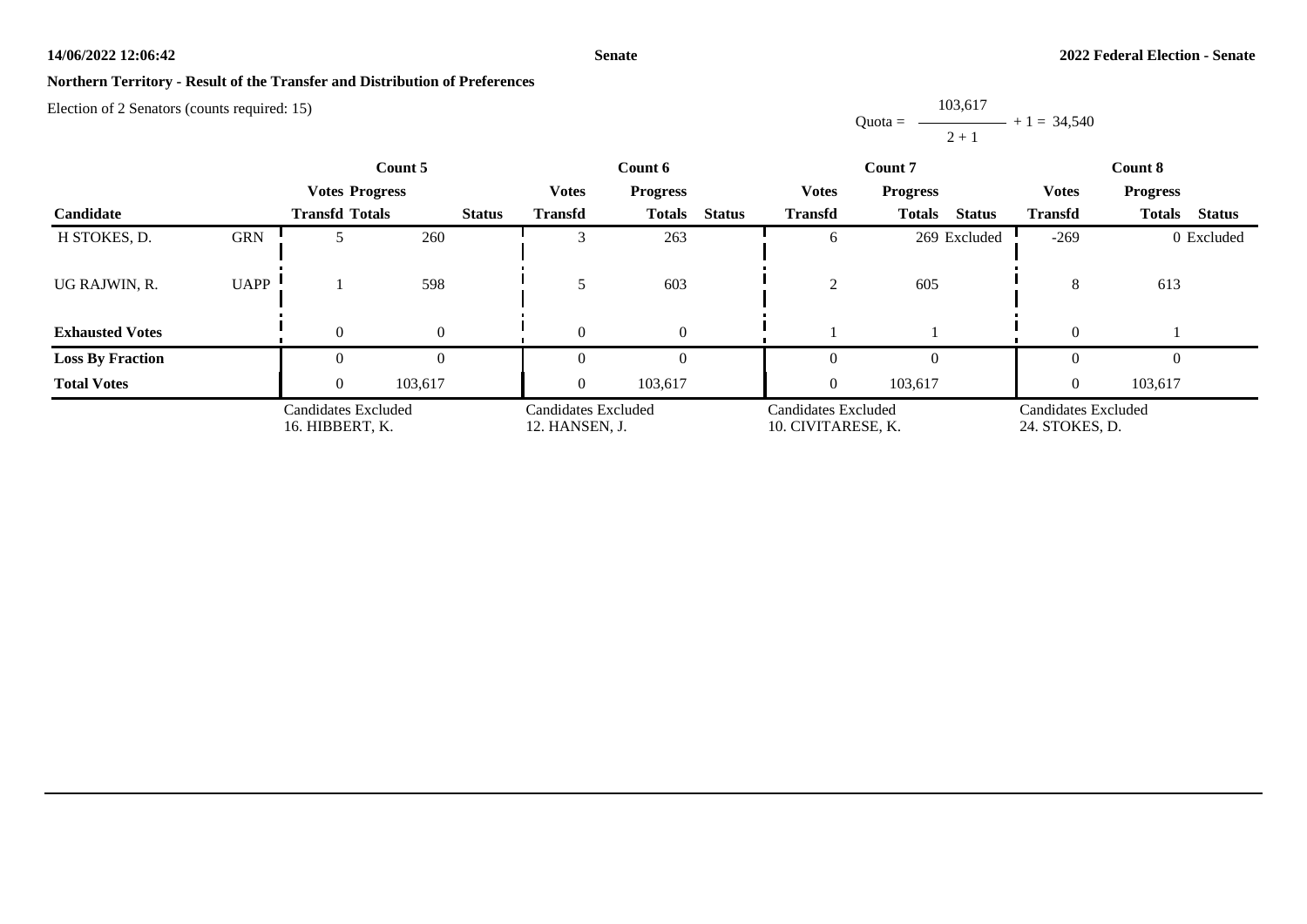**Northern Territory - Result of the Transfer and Distribution of Preferences**

Election of 2 Senators (counts required: 15)

$$\text{Quota} = \frac{103,617}{2 + 1} + 1 = 34,540$$

| Candidate | | Count 5 | | | Count 6 | | | Count 7 | | | Count 8 | | |
|---|---|---|---|---|---|---|---|---|---|---|---|---|---|
| | | Votes Transfd | Progress Totals | Status | Votes Transfd | Progress Totals | Status | Votes Transfd | Progress Totals | Status | Votes Transfd | Progress Totals | Status |
| H STOKES, D. | GRN | 5 | 260 | | 3 | 263 | | 6 | 269 | Excluded | -269 | 0 | Excluded |
| UG RAJWIN, R. | UAPP | 1 | 598 | | 5 | 603 | | 2 | 605 | | 8 | 613 | |
| **Exhausted Votes** | | 0 | 0 | | 0 | 0 | | 1 | 1 | | 0 | 1 | |
| **Loss By Fraction** | | 0 | 0 | | 0 | 0 | | 0 | 0 | | 0 | 0 | |
| **Total Votes** | | 0 | 103,617 | | 0 | 103,617 | | 0 | 103,617 | | 0 | 103,617 | |
| | | Candidates Excluded 16. HIBBERT, K. | | | Candidates Excluded 12. HANSEN, J. | | | Candidates Excluded 10. CIVITARESE, K. | | | Candidates Excluded 24. STOKES, D. | | |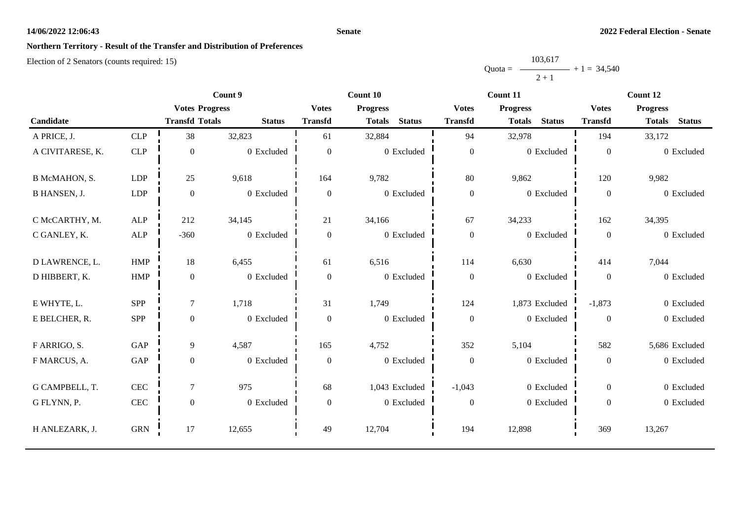## Northern Territory - Result of the Transfer and Distribution of Preferences

Election of 2 Senators (counts required: 15)

$$\text{Quota} = \frac{103{,}617}{2 + 1} + 1 = 34{,}540$$

| | | Count 9 | | | Count 10 | | | Count 11 | | | Count 12 | | |
|---|---|---|---|---|---|---|---|---|---|---|---|---|---|
| | | Votes | Progress | | Votes | Progress | | Votes | Progress | | Votes | Progress | |
| Candidate | | Transfd | Totals | Status | Transfd | Totals | Status | Transfd | Totals | Status | Transfd | Totals | Status |
| A PRICE, J. | CLP | 38 | 32,823 | | 61 | 32,884 | | 94 | 32,978 | | 194 | 33,172 | |
| A CIVITARESE, K. | CLP | 0 | 0 | Excluded | 0 | 0 | Excluded | 0 | 0 | Excluded | 0 | 0 | Excluded |
| B McMAHON, S. | LDP | 25 | 9,618 | | 164 | 9,782 | | 80 | 9,862 | | 120 | 9,982 | |
| B HANSEN, J. | LDP | 0 | 0 | Excluded | 0 | 0 | Excluded | 0 | 0 | Excluded | 0 | 0 | Excluded |
| C McCARTHY, M. | ALP | 212 | 34,145 | | 21 | 34,166 | | 67 | 34,233 | | 162 | 34,395 | |
| C GANLEY, K. | ALP | -360 | 0 | Excluded | 0 | 0 | Excluded | 0 | 0 | Excluded | 0 | 0 | Excluded |
| D LAWRENCE, L. | HMP | 18 | 6,455 | | 61 | 6,516 | | 114 | 6,630 | | 414 | 7,044 | |
| D HIBBERT, K. | HMP | 0 | 0 | Excluded | 0 | 0 | Excluded | 0 | 0 | Excluded | 0 | 0 | Excluded |
| E WHYTE, L. | SPP | 7 | 1,718 | | 31 | 1,749 | | 124 | 1,873 | Excluded | -1,873 | 0 | Excluded |
| E BELCHER, R. | SPP | 0 | 0 | Excluded | 0 | 0 | Excluded | 0 | 0 | Excluded | 0 | 0 | Excluded |
| F ARRIGO, S. | GAP | 9 | 4,587 | | 165 | 4,752 | | 352 | 5,104 | | 582 | 5,686 | Excluded |
| F MARCUS, A. | GAP | 0 | 0 | Excluded | 0 | 0 | Excluded | 0 | 0 | Excluded | 0 | 0 | Excluded |
| G CAMPBELL, T. | CEC | 7 | 975 | | 68 | 1,043 | Excluded | -1,043 | 0 | Excluded | 0 | 0 | Excluded |
| G FLYNN, P. | CEC | 0 | 0 | Excluded | 0 | 0 | Excluded | 0 | 0 | Excluded | 0 | 0 | Excluded |
| H ANLEZARK, J. | GRN | 17 | 12,655 | | 49 | 12,704 | | 194 | 12,898 | | 369 | 13,267 | |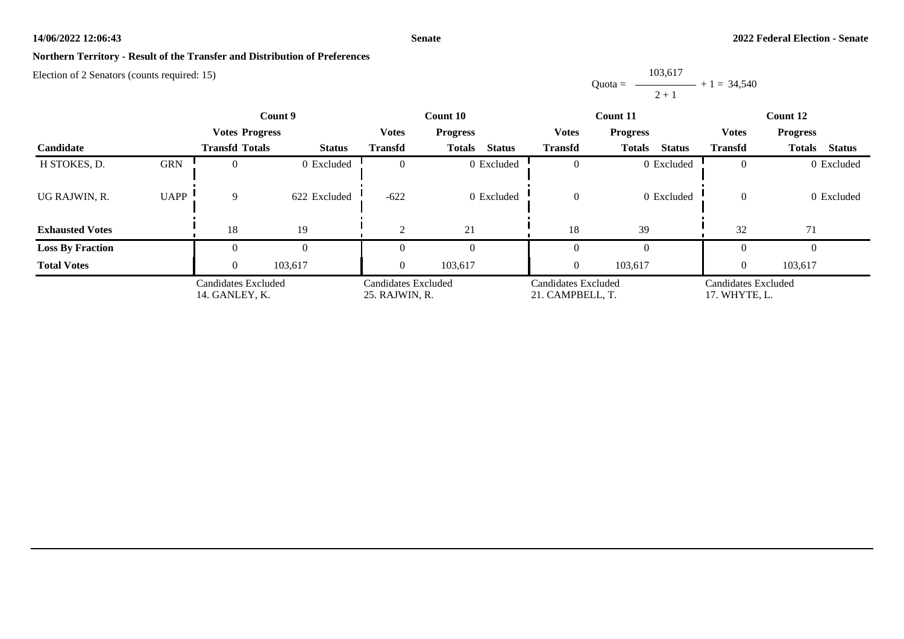## Northern Territory - Result of the Transfer and Distribution of Preferences

Election of 2 Senators (counts required: 15)

$$\text{Quota} = \frac{103{,}617}{2 + 1} + 1 = 34{,}540$$

| Candidate | | Count 9 | | | Count 10 | | | Count 11 | | | Count 12 | | |
|---|---|---|---|---|---|---|---|---|---|---|---|---|---|
| | | Votes Transfd | Progress Totals | Status | Votes Transfd | Progress Totals | Status | Votes Transfd | Progress Totals | Status | Votes Transfd | Progress Totals | Status |
| H STOKES, D. | GRN | 0 | 0 | Excluded | 0 | 0 | Excluded | 0 | 0 | Excluded | 0 | 0 | Excluded |
| UG RAJWIN, R. | UAPP | 9 | 622 | Excluded | -622 | 0 | Excluded | 0 | 0 | Excluded | 0 | 0 | Excluded |
| **Exhausted Votes** | | 18 | 19 | | 2 | 21 | | 18 | 39 | | 32 | 71 | |
| **Loss By Fraction** | | 0 | 0 | | 0 | 0 | | 0 | 0 | | 0 | 0 | |
| **Total Votes** | | 0 | 103,617 | | 0 | 103,617 | | 0 | 103,617 | | 0 | 103,617 | |
| | | Candidates Excluded 14. GANLEY, K. | | | Candidates Excluded 25. RAJWIN, R. | | | Candidates Excluded 21. CAMPBELL, T. | | | Candidates Excluded 17. WHYTE, L. | | |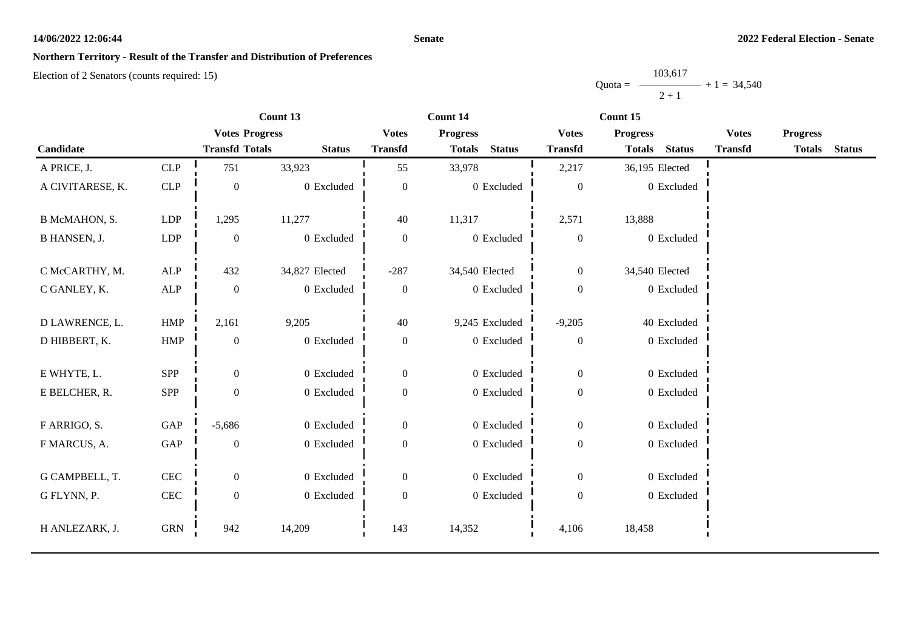## Northern Territory - Result of the Transfer and Distribution of Preferences

Election of 2 Senators (counts required: 15)

$$\text{Quota} = \frac{103{,}617}{2 + 1} + 1 = 34{,}540$$

| Candidate | | Count 13 Votes Transfd | Count 13 Progress Totals | Count 13 Status | Count 14 Votes Transfd | Count 14 Progress Totals | Count 14 Status | Count 15 Votes Transfd | Count 15 Progress Totals | Count 15 Status | Votes Transfd | Progress Totals | Status |
|---|---|---|---|---|---|---|---|---|---|---|---|---|---|
| A PRICE, J. | CLP | 751 | 33,923 | | 55 | 33,978 | | 2,217 | 36,195 | Elected | | | |
| A CIVITARESE, K. | CLP | 0 | 0 | Excluded | 0 | 0 | Excluded | 0 | 0 | Excluded | | | |
| B McMAHON, S. | LDP | 1,295 | 11,277 | | 40 | 11,317 | | 2,571 | 13,888 | | | | |
| B HANSEN, J. | LDP | 0 | 0 | Excluded | 0 | 0 | Excluded | 0 | 0 | Excluded | | | |
| C McCARTHY, M. | ALP | 432 | 34,827 | Elected | -287 | 34,540 | Elected | 0 | 34,540 | Elected | | | |
| C GANLEY, K. | ALP | 0 | 0 | Excluded | 0 | 0 | Excluded | 0 | 0 | Excluded | | | |
| D LAWRENCE, L. | HMP | 2,161 | 9,205 | | 40 | 9,245 | Excluded | -9,205 | 40 | Excluded | | | |
| D HIBBERT, K. | HMP | 0 | 0 | Excluded | 0 | 0 | Excluded | 0 | 0 | Excluded | | | |
| E WHYTE, L. | SPP | 0 | 0 | Excluded | 0 | 0 | Excluded | 0 | 0 | Excluded | | | |
| E BELCHER, R. | SPP | 0 | 0 | Excluded | 0 | 0 | Excluded | 0 | 0 | Excluded | | | |
| F ARRIGO, S. | GAP | -5,686 | 0 | Excluded | 0 | 0 | Excluded | 0 | 0 | Excluded | | | |
| F MARCUS, A. | GAP | 0 | 0 | Excluded | 0 | 0 | Excluded | 0 | 0 | Excluded | | | |
| G CAMPBELL, T. | CEC | 0 | 0 | Excluded | 0 | 0 | Excluded | 0 | 0 | Excluded | | | |
| G FLYNN, P. | CEC | 0 | 0 | Excluded | 0 | 0 | Excluded | 0 | 0 | Excluded | | | |
| H ANLEZARK, J. | GRN | 942 | 14,209 | | 143 | 14,352 | | 4,106 | 18,458 | | | | |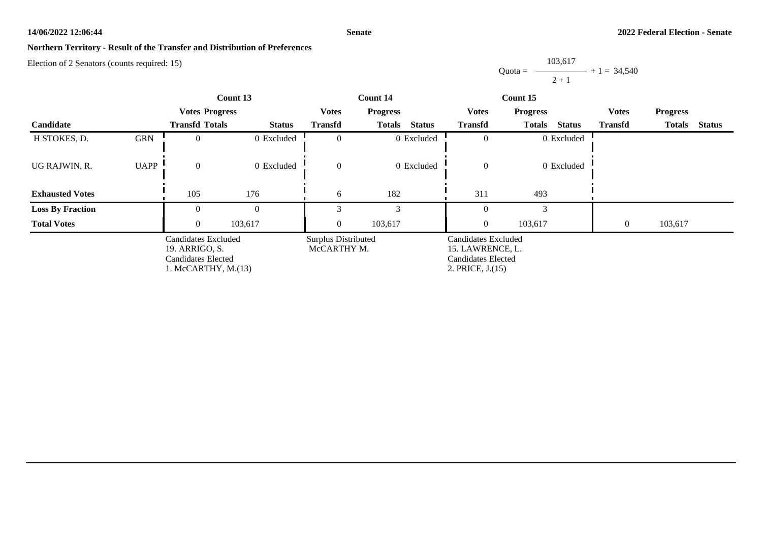## Northern Territory - Result of the Transfer and Distribution of Preferences

Election of 2 Senators (counts required: 15)

$$\text{Quota} = \frac{103{,}617}{2 + 1} + 1 = 34{,}540$$

| | | Count 13 | | | Count 14 | | | Count 15 | | | | | |
|---|---|---|---|---|---|---|---|---|---|---|---|---|---|
| | | Votes | Progress | | Votes | Progress | | Votes | Progress | | Votes | Progress | |
| Candidate | | Transfd | Totals | Status | Transfd | Totals | Status | Transfd | Totals | Status | Transfd | Totals | Status |
| H STOKES, D. | GRN | 0 | 0 | Excluded | 0 | 0 | Excluded | 0 | 0 | Excluded | | | |
| UG RAJWIN, R. | UAPP | 0 | 0 | Excluded | 0 | 0 | Excluded | 0 | 0 | Excluded | | | |
| **Exhausted Votes** | | 105 | 176 | | 6 | 182 | | 311 | 493 | | | | |
| **Loss By Fraction** | | 0 | 0 | | 3 | 3 | | 0 | 3 | | | | |
| **Total Votes** | | 0 | 103,617 | | 0 | 103,617 | | 0 | 103,617 | | 0 | 103,617 | |

**Count 13:**
Candidates Excluded
19. ARRIGO, S.
Candidates Elected
1. McCARTHY, M.(13)

**Count 14:**
Surplus Distributed
McCARTHY M.

**Count 15:**
Candidates Excluded
15. LAWRENCE, L.
Candidates Elected
2. PRICE, J.(15)